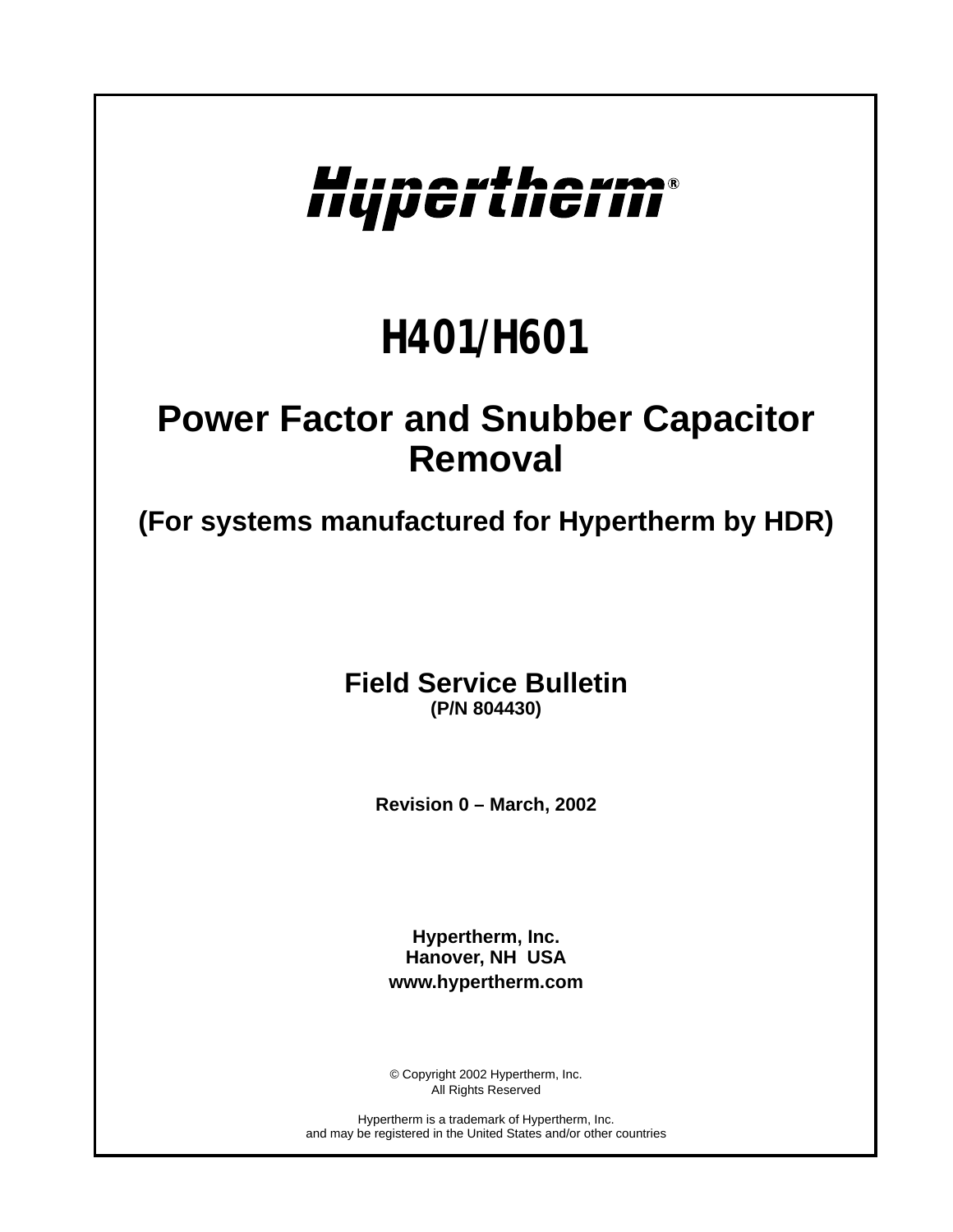# Hypertherm®

# H401/H601

## Power Factor and Snubber Capacitor Removal

### (For systems manufactured for Hypertherm by HDR)

**Field Service Bulletin**

**(P/N 804430)**

**Revision 0 – March, 2002**

**Hypertherm, Inc.**
**Hanover, NH USA**
**www.hypertherm.com**

© Copyright 2002 Hypertherm, Inc.
All Rights Reserved

Hypertherm is a trademark of Hypertherm, Inc.
and may be registered in the United States and/or other countries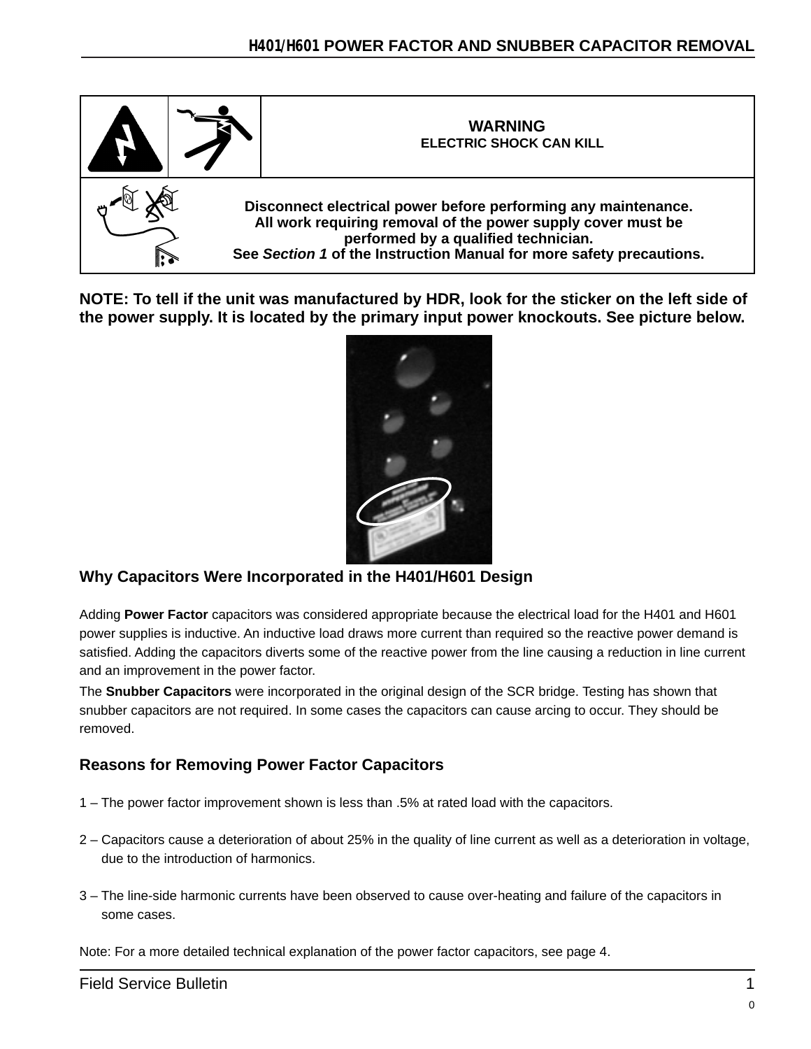| | | |
|---|---|---|
| | | **WARNING**<br>**ELECTRIC SHOCK CAN KILL** |
| | | **Disconnect electrical power before performing any maintenance.**<br>**All work requiring removal of the power supply cover must be performed by a qualified technician.**<br>**See *Section 1* of the Instruction Manual for more safety precautions.** |

**NOTE: To tell if the unit was manufactured by HDR, look for the sticker on the left side of the power supply. It is located by the primary input power knockouts. See picture below.**

## Why Capacitors Were Incorporated in the H401/H601 Design

Adding **Power Factor** capacitors was considered appropriate because the electrical load for the H401 and H601 power supplies is inductive. An inductive load draws more current than required so the reactive power demand is satisfied. Adding the capacitors diverts some of the reactive power from the line causing a reduction in line current and an improvement in the power factor.

The **Snubber Capacitors** were incorporated in the original design of the SCR bridge. Testing has shown that snubber capacitors are not required. In some cases the capacitors can cause arcing to occur. They should be removed.

## Reasons for Removing Power Factor Capacitors

1 – The power factor improvement shown is less than .5% at rated load with the capacitors.

2 – Capacitors cause a deterioration of about 25% in the quality of line current as well as a deterioration in voltage, due to the introduction of harmonics.

3 – The line-side harmonic currents have been observed to cause over-heating and failure of the capacitors in some cases.

Note: For a more detailed technical explanation of the power factor capacitors, see page 4.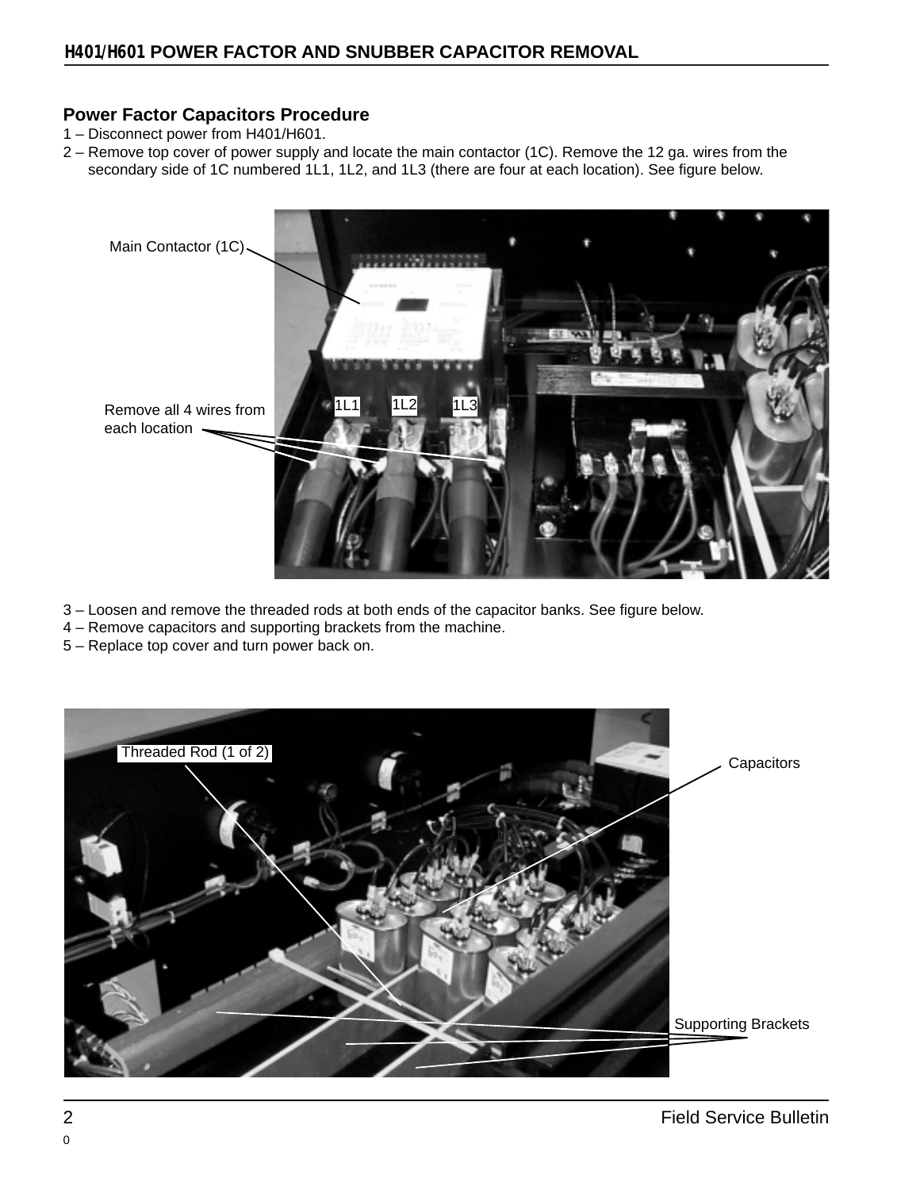## H401/H601 POWER FACTOR AND SNUBBER CAPACITOR REMOVAL

### Power Factor Capacitors Procedure

1 – Disconnect power from H401/H601.

2 – Remove top cover of power supply and locate the main contactor (1C). Remove the 12 ga. wires from the secondary side of 1C numbered 1L1, 1L2, and 1L3 (there are four at each location). See figure below.

Main Contactor (1C)

Remove all 4 wires from each location

1L1 1L2 1L3

3 – Loosen and remove the threaded rods at both ends of the capacitor banks. See figure below.

4 – Remove capacitors and supporting brackets from the machine.

5 – Replace top cover and turn power back on.

Threaded Rod (1 of 2)

Capacitors

Supporting Brackets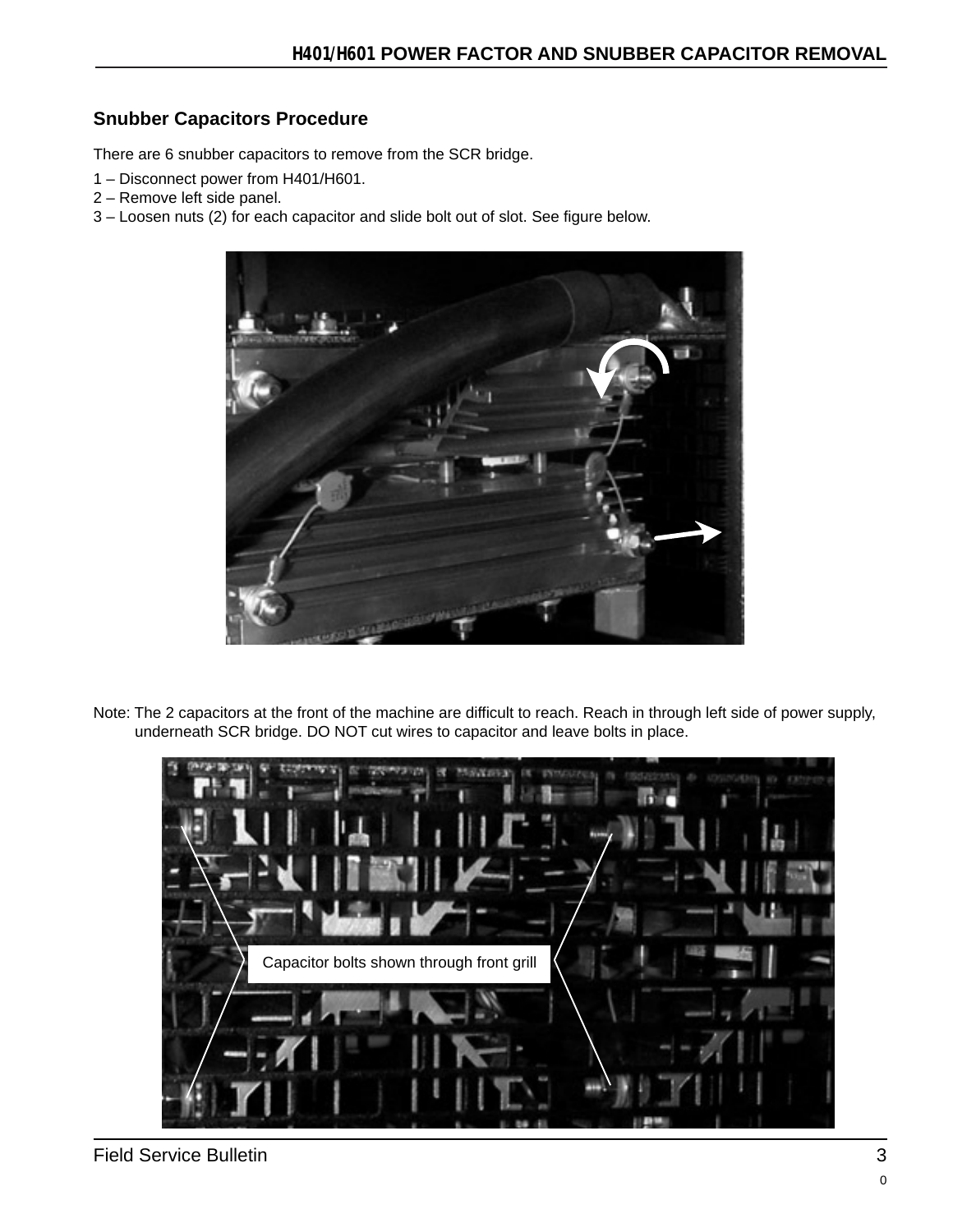## Snubber Capacitors Procedure

There are 6 snubber capacitors to remove from the SCR bridge.

1 – Disconnect power from H401/H601.
2 – Remove left side panel.
3 – Loosen nuts (2) for each capacitor and slide bolt out of slot. See figure below.

Note: The 2 capacitors at the front of the machine are difficult to reach. Reach in through left side of power supply, underneath SCR bridge. DO NOT cut wires to capacitor and leave bolts in place.

Capacitor bolts shown through front grill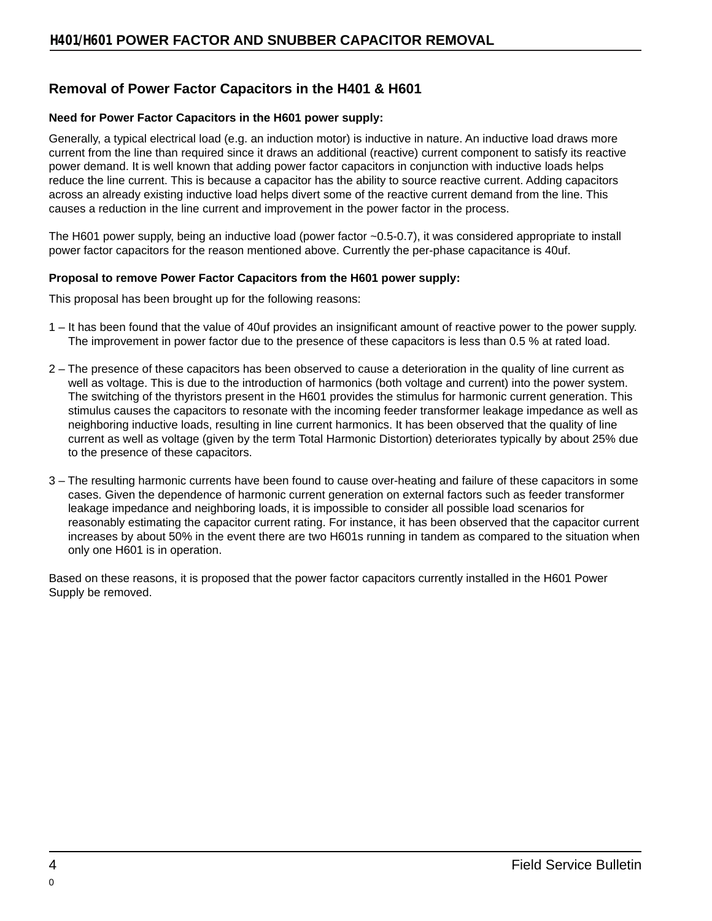## Removal of Power Factor Capacitors in the H401 & H601

**Need for Power Factor Capacitors in the H601 power supply:**

Generally, a typical electrical load (e.g. an induction motor) is inductive in nature. An inductive load draws more current from the line than required since it draws an additional (reactive) current component to satisfy its reactive power demand. It is well known that adding power factor capacitors in conjunction with inductive loads helps reduce the line current. This is because a capacitor has the ability to source reactive current. Adding capacitors across an already existing inductive load helps divert some of the reactive current demand from the line. This causes a reduction in the line current and improvement in the power factor in the process.

The H601 power supply, being an inductive load (power factor ~0.5-0.7), it was considered appropriate to install power factor capacitors for the reason mentioned above. Currently the per-phase capacitance is 40uf.

**Proposal to remove Power Factor Capacitors from the H601 power supply:**

This proposal has been brought up for the following reasons:

1 – It has been found that the value of 40uf provides an insignificant amount of reactive power to the power supply. The improvement in power factor due to the presence of these capacitors is less than 0.5 % at rated load.

2 – The presence of these capacitors has been observed to cause a deterioration in the quality of line current as well as voltage. This is due to the introduction of harmonics (both voltage and current) into the power system. The switching of the thyristors present in the H601 provides the stimulus for harmonic current generation. This stimulus causes the capacitors to resonate with the incoming feeder transformer leakage impedance as well as neighboring inductive loads, resulting in line current harmonics. It has been observed that the quality of line current as well as voltage (given by the term Total Harmonic Distortion) deteriorates typically by about 25% due to the presence of these capacitors.

3 – The resulting harmonic currents have been found to cause over-heating and failure of these capacitors in some cases. Given the dependence of harmonic current generation on external factors such as feeder transformer leakage impedance and neighboring loads, it is impossible to consider all possible load scenarios for reasonably estimating the capacitor current rating. For instance, it has been observed that the capacitor current increases by about 50% in the event there are two H601s running in tandem as compared to the situation when only one H601 is in operation.

Based on these reasons, it is proposed that the power factor capacitors currently installed in the H601 Power Supply be removed.